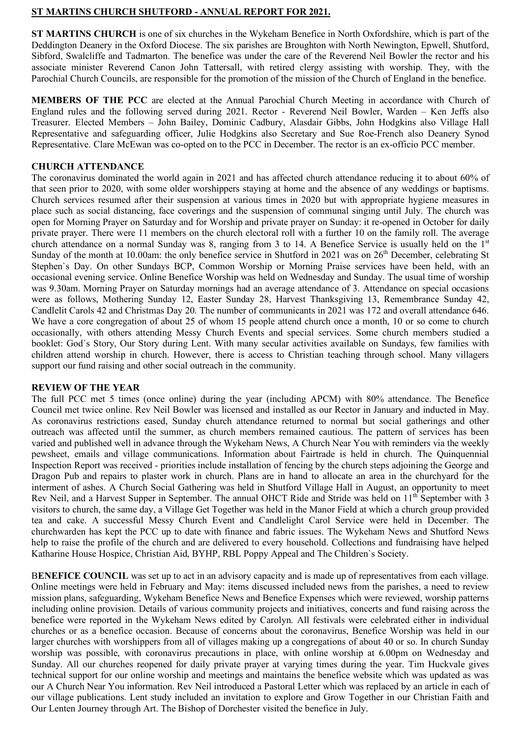## ST MARTINS CHURCH SHUTFORD - ANNUAL REPORT FOR 2021.

**ST MARTINS CHURCH** is one of six churches in the Wykeham Benefice in North Oxfordshire, which is part of the Deddington Deanery in the Oxford Diocese. The six parishes are Broughton with North Newington, Epwell, Shutford, Sibford, Swalcliffe and Tadmarton. The benefice was under the care of the Reverend Neil Bowler the rector and his associate minister Reverend Canon John Tattersall, with retired clergy assisting with worship. They, with the Parochial Church Councils, are responsible for the promotion of the mission of the Church of England in the benefice.

**MEMBERS OF THE PCC** are elected at the Annual Parochial Church Meeting in accordance with Church of England rules and the following served during 2021. Rector - Reverend Neil Bowler, Warden – Ken Jeffs also Treasurer. Elected Members – John Bailey, Dominic Cadbury, Alasdair Gibbs, John Hodgkins also Village Hall Representative and safeguarding officer, Julie Hodgkins also Secretary and Sue Roe-French also Deanery Synod Representative. Clare McEwan was co-opted on to the PCC in December. The rector is an ex-officio PCC member.

**CHURCH ATTENDANCE**

The coronavirus dominated the world again in 2021 and has affected church attendance reducing it to about 60% of that seen prior to 2020, with some older worshippers staying at home and the absence of any weddings or baptisms. Church services resumed after their suspension at various times in 2020 but with appropriate hygiene measures in place such as social distancing, face coverings and the suspension of communal singing until July. The church was open for Morning Prayer on Saturday and for Worship and private prayer on Sunday: it re-opened in October for daily private prayer. There were 11 members on the church electoral roll with a further 10 on the family roll. The average church attendance on a normal Sunday was 8, ranging from 3 to 14. A Benefice Service is usually held on the 1st Sunday of the month at 10.00am: the only benefice service in Shutford in 2021 was on 26th December, celebrating St Stephen`s Day. On other Sundays BCP, Common Worship or Morning Praise services have been held, with an occasional evening service. Online Benefice Worship was held on Wednesday and Sunday. The usual time of worship was 9.30am. Morning Prayer on Saturday mornings had an average attendance of 3. Attendance on special occasions were as follows, Mothering Sunday 12, Easter Sunday 28, Harvest Thanksgiving 13, Remembrance Sunday 42, Candlelit Carols 42 and Christmas Day 20. The number of communicants in 2021 was 172 and overall attendance 646. We have a core congregation of about 25 of whom 15 people attend church once a month, 10 or so come to church occasionally, with others attending Messy Church Events and special services. Some church members studied a booklet: God`s Story, Our Story during Lent. With many secular activities available on Sundays, few families with children attend worship in church. However, there is access to Christian teaching through school. Many villagers support our fund raising and other social outreach in the community.

**REVIEW OF THE YEAR**

The full PCC met 5 times (once online) during the year (including APCM) with 80% attendance. The Benefice Council met twice online. Rev Neil Bowler was licensed and installed as our Rector in January and inducted in May. As coronavirus restrictions eased, Sunday church attendance returned to normal but social gatherings and other outreach was affected until the summer, as church members remained cautious. The pattern of services has been varied and published well in advance through the Wykeham News, A Church Near You with reminders via the weekly pewsheet, emails and village communications. Information about Fairtrade is held in church. The Quinquennial Inspection Report was received - priorities include installation of fencing by the church steps adjoining the George and Dragon Pub and repairs to plaster work in church. Plans are in hand to allocate an area in the churchyard for the interment of ashes. A Church Social Gathering was held in Shutford Village Hall in August, an opportunity to meet Rev Neil, and a Harvest Supper in September. The annual OHCT Ride and Stride was held on 11th September with 3 visitors to church, the same day, a Village Get Together was held in the Manor Field at which a church group provided tea and cake. A successful Messy Church Event and Candlelight Carol Service were held in December. The churchwarden has kept the PCC up to date with finance and fabric issues. The Wykeham News and Shutford News help to raise the profile of the church and are delivered to every household. Collections and fundraising have helped Katharine House Hospice, Christian Aid, BYHP, RBL Poppy Appeal and The Children`s Society.

**BENEFICE COUNCIL** was set up to act in an advisory capacity and is made up of representatives from each village. Online meetings were held in February and May: items discussed included news from the parishes, a need to review mission plans, safeguarding, Wykeham Benefice News and Benefice Expenses which were reviewed, worship patterns including online provision. Details of various community projects and initiatives, concerts and fund raising across the benefice were reported in the Wykeham News edited by Carolyn. All festivals were celebrated either in individual churches or as a benefice occasion. Because of concerns about the coronavirus, Benefice Worship was held in our larger churches with worshippers from all of villages making up a congregations of about 40 or so. In church Sunday worship was possible, with coronavirus precautions in place, with online worship at 6.00pm on Wednesday and Sunday. All our churches reopened for daily private prayer at varying times during the year. Tim Huckvale gives technical support for our online worship and meetings and maintains the benefice website which was updated as was our A Church Near You information. Rev Neil introduced a Pastoral Letter which was replaced by an article in each of our village publications. Lent study included an invitation to explore and Grow Together in our Christian Faith and Our Lenten Journey through Art. The Bishop of Dorchester visited the benefice in July.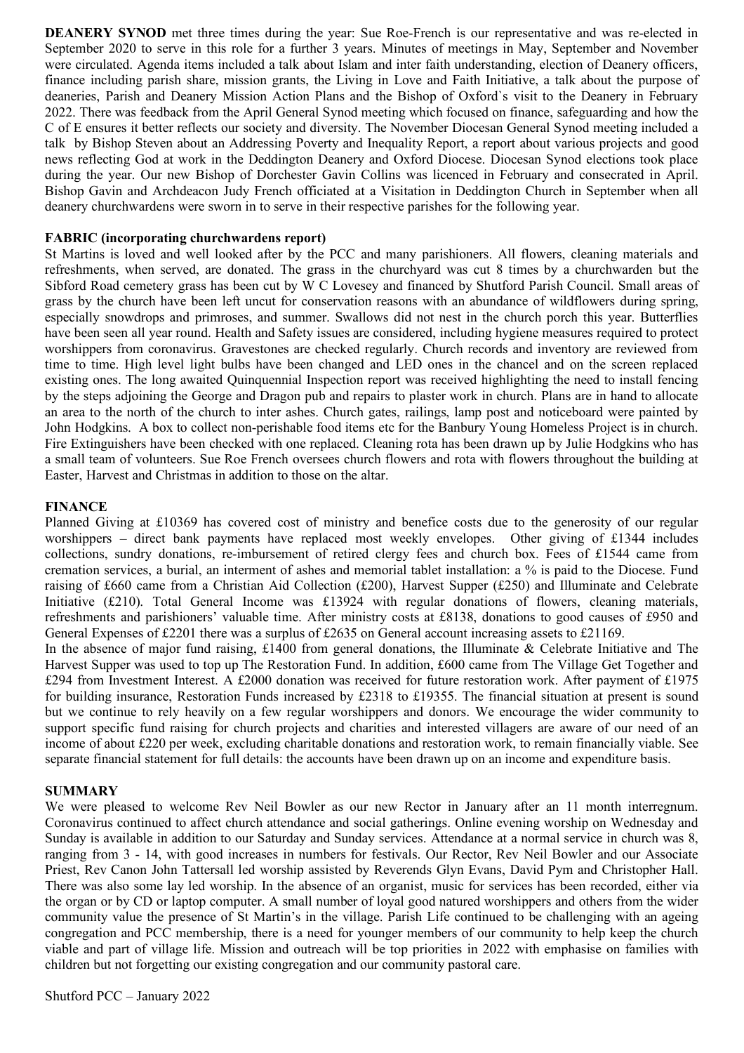**DEANERY SYNOD** met three times during the year: Sue Roe-French is our representative and was re-elected in September 2020 to serve in this role for a further 3 years. Minutes of meetings in May, September and November were circulated. Agenda items included a talk about Islam and inter faith understanding, election of Deanery officers, finance including parish share, mission grants, the Living in Love and Faith Initiative, a talk about the purpose of deaneries, Parish and Deanery Mission Action Plans and the Bishop of Oxford`s visit to the Deanery in February 2022. There was feedback from the April General Synod meeting which focused on finance, safeguarding and how the C of E ensures it better reflects our society and diversity. The November Diocesan General Synod meeting included a talk by Bishop Steven about an Addressing Poverty and Inequality Report, a report about various projects and good news reflecting God at work in the Deddington Deanery and Oxford Diocese. Diocesan Synod elections took place during the year. Our new Bishop of Dorchester Gavin Collins was licenced in February and consecrated in April. Bishop Gavin and Archdeacon Judy French officiated at a Visitation in Deddington Church in September when all deanery churchwardens were sworn in to serve in their respective parishes for the following year.

**FABRIC (incorporating churchwardens report)**

St Martins is loved and well looked after by the PCC and many parishioners. All flowers, cleaning materials and refreshments, when served, are donated. The grass in the churchyard was cut 8 times by a churchwarden but the Sibford Road cemetery grass has been cut by W C Lovesey and financed by Shutford Parish Council. Small areas of grass by the church have been left uncut for conservation reasons with an abundance of wildflowers during spring, especially snowdrops and primroses, and summer. Swallows did not nest in the church porch this year. Butterflies have been seen all year round. Health and Safety issues are considered, including hygiene measures required to protect worshippers from coronavirus. Gravestones are checked regularly. Church records and inventory are reviewed from time to time. High level light bulbs have been changed and LED ones in the chancel and on the screen replaced existing ones. The long awaited Quinquennial Inspection report was received highlighting the need to install fencing by the steps adjoining the George and Dragon pub and repairs to plaster work in church. Plans are in hand to allocate an area to the north of the church to inter ashes. Church gates, railings, lamp post and noticeboard were painted by John Hodgkins. A box to collect non-perishable food items etc for the Banbury Young Homeless Project is in church. Fire Extinguishers have been checked with one replaced. Cleaning rota has been drawn up by Julie Hodgkins who has a small team of volunteers. Sue Roe French oversees church flowers and rota with flowers throughout the building at Easter, Harvest and Christmas in addition to those on the altar.

**FINANCE**

Planned Giving at £10369 has covered cost of ministry and benefice costs due to the generosity of our regular worshippers – direct bank payments have replaced most weekly envelopes. Other giving of £1344 includes collections, sundry donations, re-imbursement of retired clergy fees and church box. Fees of £1544 came from cremation services, a burial, an interment of ashes and memorial tablet installation: a % is paid to the Diocese. Fund raising of £660 came from a Christian Aid Collection (£200), Harvest Supper (£250) and Illuminate and Celebrate Initiative (£210). Total General Income was £13924 with regular donations of flowers, cleaning materials, refreshments and parishioners' valuable time. After ministry costs at £8138, donations to good causes of £950 and General Expenses of £2201 there was a surplus of £2635 on General account increasing assets to £21169.

In the absence of major fund raising, £1400 from general donations, the Illuminate & Celebrate Initiative and The Harvest Supper was used to top up The Restoration Fund. In addition, £600 came from The Village Get Together and £294 from Investment Interest. A £2000 donation was received for future restoration work. After payment of £1975 for building insurance, Restoration Funds increased by £2318 to £19355. The financial situation at present is sound but we continue to rely heavily on a few regular worshippers and donors. We encourage the wider community to support specific fund raising for church projects and charities and interested villagers are aware of our need of an income of about £220 per week, excluding charitable donations and restoration work, to remain financially viable. See separate financial statement for full details: the accounts have been drawn up on an income and expenditure basis.

**SUMMARY**

We were pleased to welcome Rev Neil Bowler as our new Rector in January after an 11 month interregnum. Coronavirus continued to affect church attendance and social gatherings. Online evening worship on Wednesday and Sunday is available in addition to our Saturday and Sunday services. Attendance at a normal service in church was 8, ranging from 3 - 14, with good increases in numbers for festivals. Our Rector, Rev Neil Bowler and our Associate Priest, Rev Canon John Tattersall led worship assisted by Reverends Glyn Evans, David Pym and Christopher Hall. There was also some lay led worship. In the absence of an organist, music for services has been recorded, either via the organ or by CD or laptop computer. A small number of loyal good natured worshippers and others from the wider community value the presence of St Martin's in the village. Parish Life continued to be challenging with an ageing congregation and PCC membership, there is a need for younger members of our community to help keep the church viable and part of village life. Mission and outreach will be top priorities in 2022 with emphasise on families with children but not forgetting our existing congregation and our community pastoral care.

Shutford PCC – January 2022